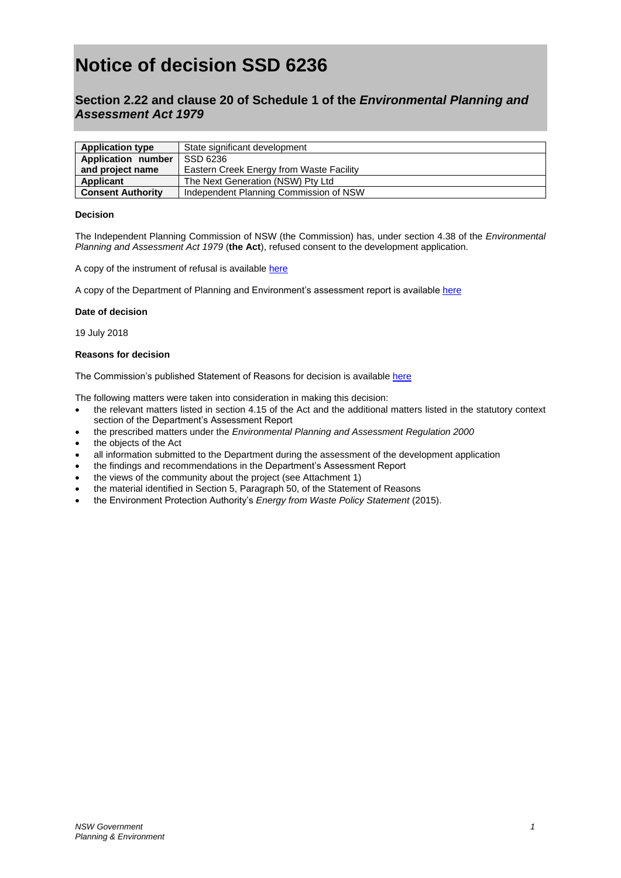# Notice of decision SSD 6236

## Section 2.22 and clause 20 of Schedule 1 of the *Environmental Planning and Assessment Act 1979*

| **Application type** | State significant development |
| --- | --- |
| **Application number and project name** | SSD 6236<br>Eastern Creek Energy from Waste Facility |
| **Applicant** | The Next Generation (NSW) Pty Ltd |
| **Consent Authority** | Independent Planning Commission of NSW |

**Decision**

The Independent Planning Commission of NSW (the Commission) has, under section 4.38 of the *Environmental Planning and Assessment Act 1979* (**the Act**), refused consent to the development application.

A copy of the instrument of refusal is available here

A copy of the Department of Planning and Environment's assessment report is available here

**Date of decision**

19 July 2018

**Reasons for decision**

The Commission's published Statement of Reasons for decision is available here

The following matters were taken into consideration in making this decision:

- the relevant matters listed in section 4.15 of the Act and the additional matters listed in the statutory context section of the Department's Assessment Report
- the prescribed matters under the *Environmental Planning and Assessment Regulation 2000*
- the objects of the Act
- all information submitted to the Department during the assessment of the development application
- the findings and recommendations in the Department's Assessment Report
- the views of the community about the project (see Attachment 1)
- the material identified in Section 5, Paragraph 50, of the Statement of Reasons
- the Environment Protection Authority's *Energy from Waste Policy Statement* (2015).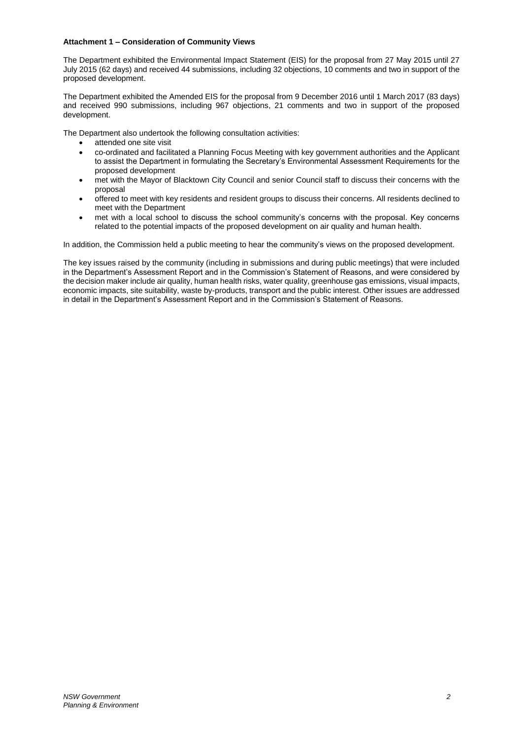**Attachment 1 – Consideration of Community Views**

The Department exhibited the Environmental Impact Statement (EIS) for the proposal from 27 May 2015 until 27 July 2015 (62 days) and received 44 submissions, including 32 objections, 10 comments and two in support of the proposed development.

The Department exhibited the Amended EIS for the proposal from 9 December 2016 until 1 March 2017 (83 days) and received 990 submissions, including 967 objections, 21 comments and two in support of the proposed development.

The Department also undertook the following consultation activities:

- attended one site visit
- co-ordinated and facilitated a Planning Focus Meeting with key government authorities and the Applicant to assist the Department in formulating the Secretary's Environmental Assessment Requirements for the proposed development
- met with the Mayor of Blacktown City Council and senior Council staff to discuss their concerns with the proposal
- offered to meet with key residents and resident groups to discuss their concerns. All residents declined to meet with the Department
- met with a local school to discuss the school community's concerns with the proposal. Key concerns related to the potential impacts of the proposed development on air quality and human health.

In addition, the Commission held a public meeting to hear the community's views on the proposed development.

The key issues raised by the community (including in submissions and during public meetings) that were included in the Department's Assessment Report and in the Commission's Statement of Reasons, and were considered by the decision maker include air quality, human health risks, water quality, greenhouse gas emissions, visual impacts, economic impacts, site suitability, waste by-products, transport and the public interest. Other issues are addressed in detail in the Department's Assessment Report and in the Commission's Statement of Reasons.